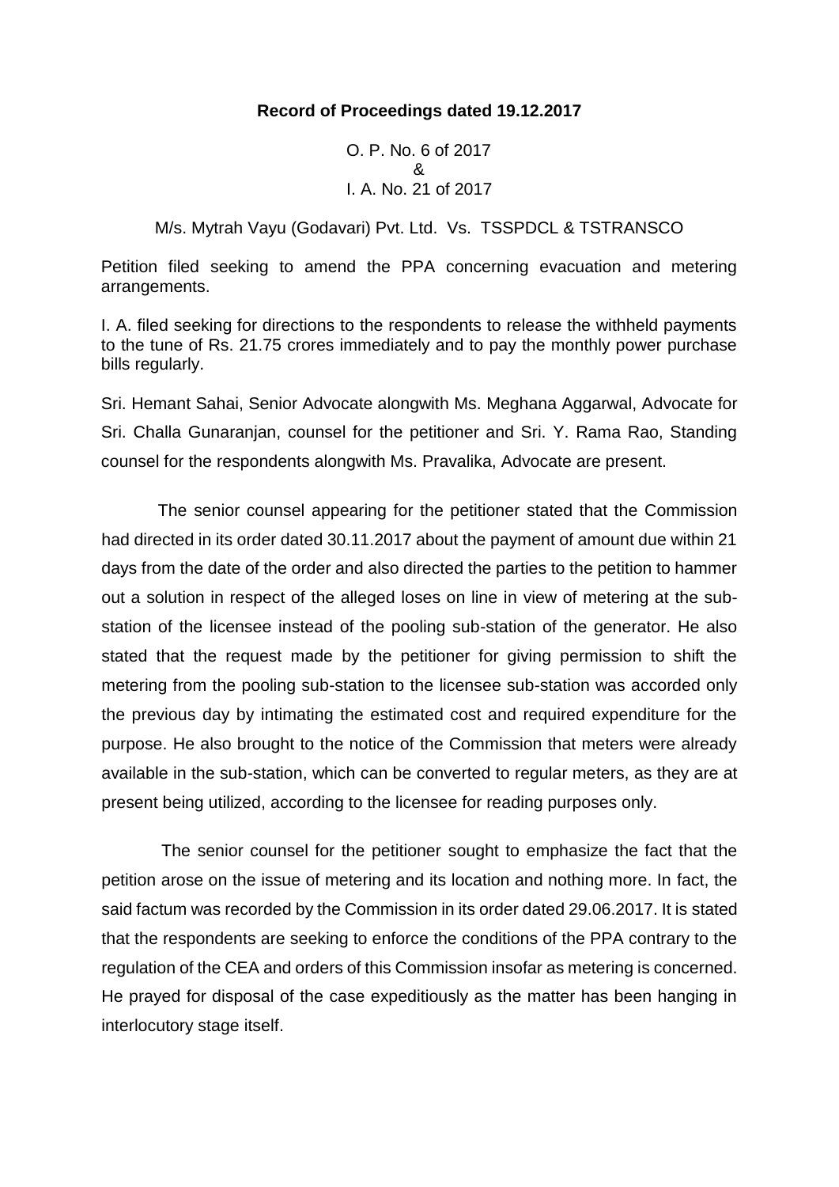**Record of Proceedings dated 19.12.2017**

O. P. No. 6 of 2017
&
I. A. No. 21 of 2017

M/s. Mytrah Vayu (Godavari) Pvt. Ltd. Vs. TSSPDCL & TSTRANSCO

Petition filed seeking to amend the PPA concerning evacuation and metering arrangements.

I. A. filed seeking for directions to the respondents to release the withheld payments to the tune of Rs. 21.75 crores immediately and to pay the monthly power purchase bills regularly.

Sri. Hemant Sahai, Senior Advocate alongwith Ms. Meghana Aggarwal, Advocate for Sri. Challa Gunaranjan, counsel for the petitioner and Sri. Y. Rama Rao, Standing counsel for the respondents alongwith Ms. Pravalika, Advocate are present.

The senior counsel appearing for the petitioner stated that the Commission had directed in its order dated 30.11.2017 about the payment of amount due within 21 days from the date of the order and also directed the parties to the petition to hammer out a solution in respect of the alleged loses on line in view of metering at the sub-station of the licensee instead of the pooling sub-station of the generator. He also stated that the request made by the petitioner for giving permission to shift the metering from the pooling sub-station to the licensee sub-station was accorded only the previous day by intimating the estimated cost and required expenditure for the purpose. He also brought to the notice of the Commission that meters were already available in the sub-station, which can be converted to regular meters, as they are at present being utilized, according to the licensee for reading purposes only.

The senior counsel for the petitioner sought to emphasize the fact that the petition arose on the issue of metering and its location and nothing more. In fact, the said factum was recorded by the Commission in its order dated 29.06.2017. It is stated that the respondents are seeking to enforce the conditions of the PPA contrary to the regulation of the CEA and orders of this Commission insofar as metering is concerned. He prayed for disposal of the case expeditiously as the matter has been hanging in interlocutory stage itself.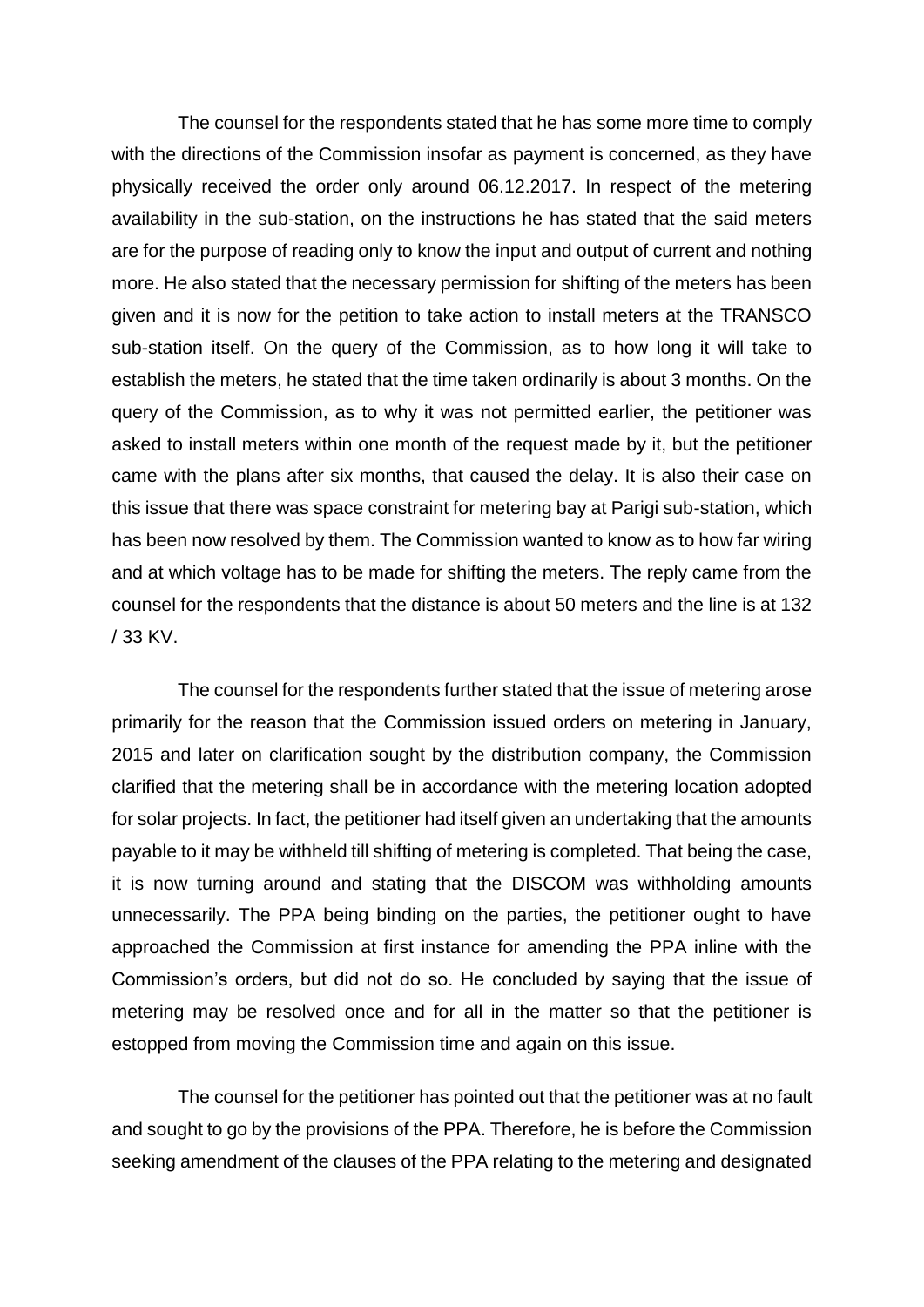The counsel for the respondents stated that he has some more time to comply with the directions of the Commission insofar as payment is concerned, as they have physically received the order only around 06.12.2017. In respect of the metering availability in the sub-station, on the instructions he has stated that the said meters are for the purpose of reading only to know the input and output of current and nothing more. He also stated that the necessary permission for shifting of the meters has been given and it is now for the petition to take action to install meters at the TRANSCO sub-station itself. On the query of the Commission, as to how long it will take to establish the meters, he stated that the time taken ordinarily is about 3 months. On the query of the Commission, as to why it was not permitted earlier, the petitioner was asked to install meters within one month of the request made by it, but the petitioner came with the plans after six months, that caused the delay. It is also their case on this issue that there was space constraint for metering bay at Parigi sub-station, which has been now resolved by them. The Commission wanted to know as to how far wiring and at which voltage has to be made for shifting the meters. The reply came from the counsel for the respondents that the distance is about 50 meters and the line is at 132 / 33 KV.

The counsel for the respondents further stated that the issue of metering arose primarily for the reason that the Commission issued orders on metering in January, 2015 and later on clarification sought by the distribution company, the Commission clarified that the metering shall be in accordance with the metering location adopted for solar projects. In fact, the petitioner had itself given an undertaking that the amounts payable to it may be withheld till shifting of metering is completed. That being the case, it is now turning around and stating that the DISCOM was withholding amounts unnecessarily. The PPA being binding on the parties, the petitioner ought to have approached the Commission at first instance for amending the PPA inline with the Commission's orders, but did not do so. He concluded by saying that the issue of metering may be resolved once and for all in the matter so that the petitioner is estopped from moving the Commission time and again on this issue.

The counsel for the petitioner has pointed out that the petitioner was at no fault and sought to go by the provisions of the PPA. Therefore, he is before the Commission seeking amendment of the clauses of the PPA relating to the metering and designated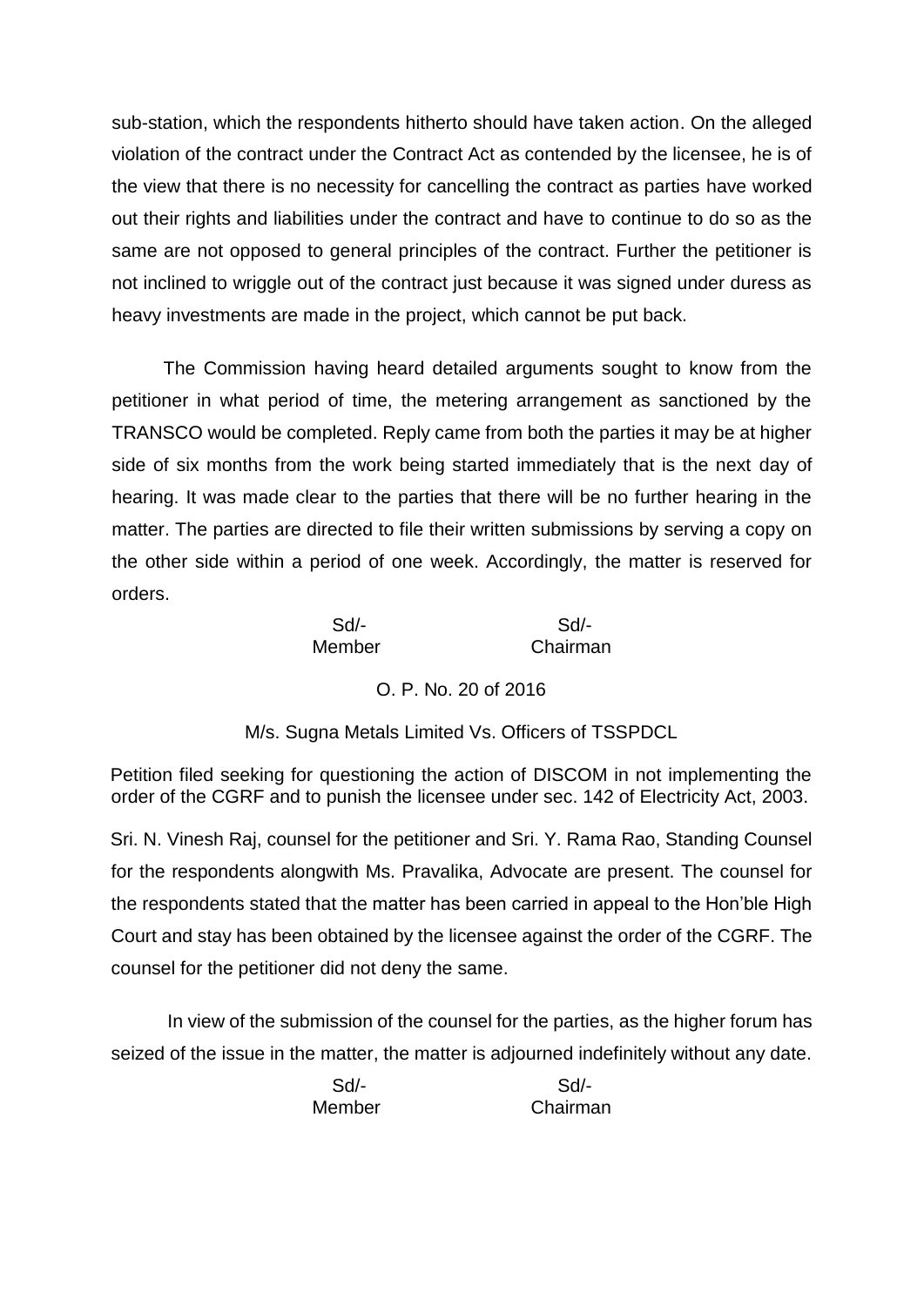sub-station, which the respondents hitherto should have taken action. On the alleged violation of the contract under the Contract Act as contended by the licensee, he is of the view that there is no necessity for cancelling the contract as parties have worked out their rights and liabilities under the contract and have to continue to do so as the same are not opposed to general principles of the contract. Further the petitioner is not inclined to wriggle out of the contract just because it was signed under duress as heavy investments are made in the project, which cannot be put back.

The Commission having heard detailed arguments sought to know from the petitioner in what period of time, the metering arrangement as sanctioned by the TRANSCO would be completed. Reply came from both the parties it may be at higher side of six months from the work being started immediately that is the next day of hearing. It was made clear to the parties that there will be no further hearing in the matter. The parties are directed to file their written submissions by serving a copy on the other side within a period of one week. Accordingly, the matter is reserved for orders.

Sd/- Member                Sd/- Chairman

O. P. No. 20 of 2016

M/s. Sugna Metals Limited Vs. Officers of TSSPDCL

Petition filed seeking for questioning the action of DISCOM in not implementing the order of the CGRF and to punish the licensee under sec. 142 of Electricity Act, 2003.

Sri. N. Vinesh Raj, counsel for the petitioner and Sri. Y. Rama Rao, Standing Counsel for the respondents alongwith Ms. Pravalika, Advocate are present. The counsel for the respondents stated that the matter has been carried in appeal to the Hon'ble High Court and stay has been obtained by the licensee against the order of the CGRF. The counsel for the petitioner did not deny the same.

In view of the submission of the counsel for the parties, as the higher forum has seized of the issue in the matter, the matter is adjourned indefinitely without any date.

Sd/- Member                Sd/- Chairman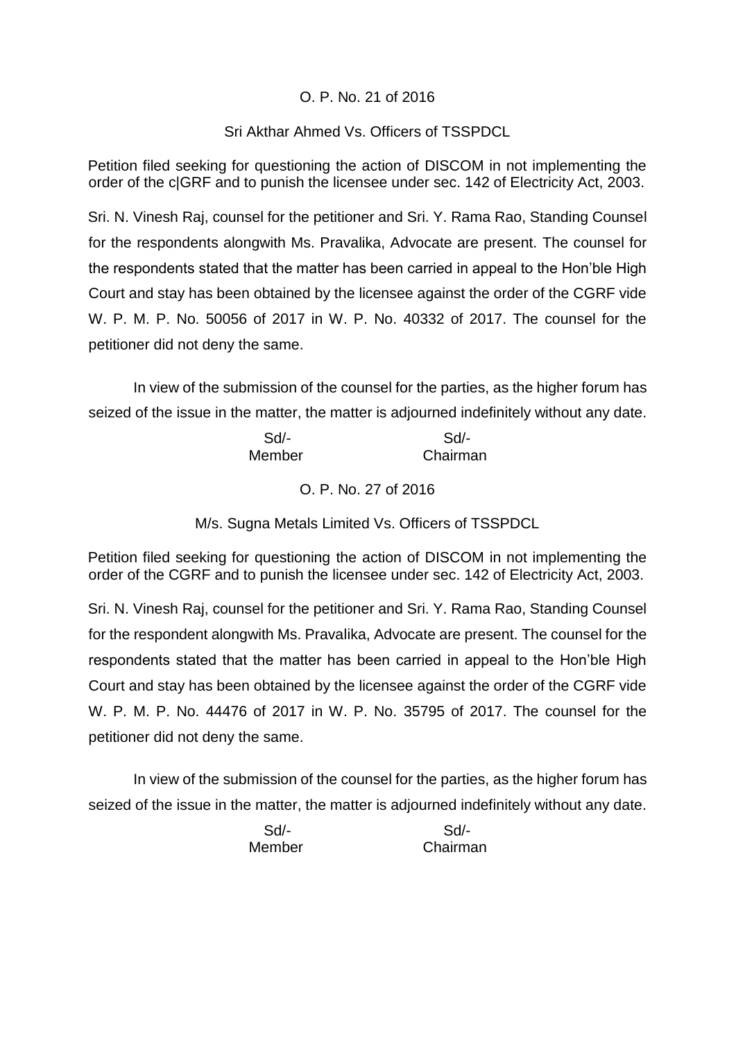O. P. No. 21 of 2016

Sri Akthar Ahmed Vs. Officers of TSSPDCL

Petition filed seeking for questioning the action of DISCOM in not implementing the order of the c|GRF and to punish the licensee under sec. 142 of Electricity Act, 2003.

Sri. N. Vinesh Raj, counsel for the petitioner and Sri. Y. Rama Rao, Standing Counsel for the respondents alongwith Ms. Pravalika, Advocate are present. The counsel for the respondents stated that the matter has been carried in appeal to the Hon'ble High Court and stay has been obtained by the licensee against the order of the CGRF vide W. P. M. P. No. 50056 of 2017 in W. P. No. 40332 of 2017. The counsel for the petitioner did not deny the same.

In view of the submission of the counsel for the parties, as the higher forum has seized of the issue in the matter, the matter is adjourned indefinitely without any date.

Sd/- Member　　　　Sd/- Chairman

O. P. No. 27 of 2016

M/s. Sugna Metals Limited Vs. Officers of TSSPDCL

Petition filed seeking for questioning the action of DISCOM in not implementing the order of the CGRF and to punish the licensee under sec. 142 of Electricity Act, 2003.

Sri. N. Vinesh Raj, counsel for the petitioner and Sri. Y. Rama Rao, Standing Counsel for the respondent alongwith Ms. Pravalika, Advocate are present. The counsel for the respondents stated that the matter has been carried in appeal to the Hon'ble High Court and stay has been obtained by the licensee against the order of the CGRF vide W. P. M. P. No. 44476 of 2017 in W. P. No. 35795 of 2017. The counsel for the petitioner did not deny the same.

In view of the submission of the counsel for the parties, as the higher forum has seized of the issue in the matter, the matter is adjourned indefinitely without any date.

Sd/- Member　　　　Sd/- Chairman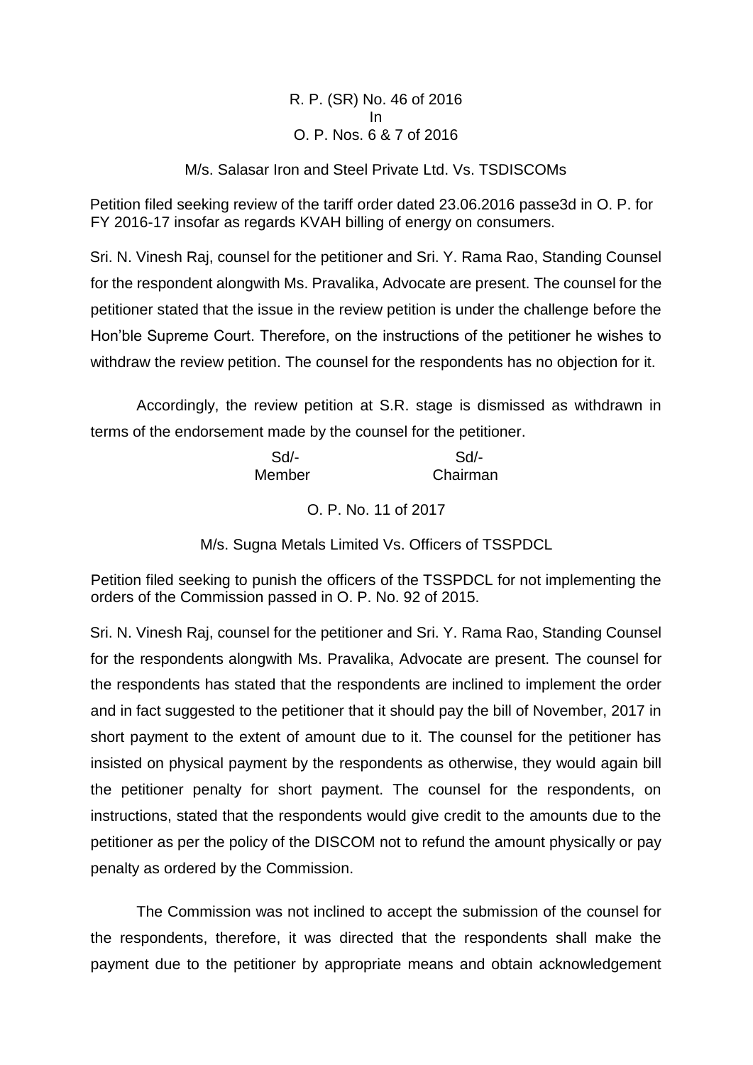R. P. (SR) No. 46 of 2016
In
O. P. Nos. 6 & 7 of 2016

M/s. Salasar Iron and Steel Private Ltd. Vs. TSDISCOMs

Petition filed seeking review of the tariff order dated 23.06.2016 passe3d in O. P. for FY 2016-17 insofar as regards KVAH billing of energy on consumers.

Sri. N. Vinesh Raj, counsel for the petitioner and Sri. Y. Rama Rao, Standing Counsel for the respondent alongwith Ms. Pravalika, Advocate are present. The counsel for the petitioner stated that the issue in the review petition is under the challenge before the Hon'ble Supreme Court. Therefore, on the instructions of the petitioner he wishes to withdraw the review petition. The counsel for the respondents has no objection for it.

Accordingly, the review petition at S.R. stage is dismissed as withdrawn in terms of the endorsement made by the counsel for the petitioner.

| | |
|---|---|
| Sd/- | Sd/- |
| Member | Chairman |

O. P. No. 11 of 2017

M/s. Sugna Metals Limited Vs. Officers of TSSPDCL

Petition filed seeking to punish the officers of the TSSPDCL for not implementing the orders of the Commission passed in O. P. No. 92 of 2015.

Sri. N. Vinesh Raj, counsel for the petitioner and Sri. Y. Rama Rao, Standing Counsel for the respondents alongwith Ms. Pravalika, Advocate are present. The counsel for the respondents has stated that the respondents are inclined to implement the order and in fact suggested to the petitioner that it should pay the bill of November, 2017 in short payment to the extent of amount due to it. The counsel for the petitioner has insisted on physical payment by the respondents as otherwise, they would again bill the petitioner penalty for short payment. The counsel for the respondents, on instructions, stated that the respondents would give credit to the amounts due to the petitioner as per the policy of the DISCOM not to refund the amount physically or pay penalty as ordered by the Commission.

The Commission was not inclined to accept the submission of the counsel for the respondents, therefore, it was directed that the respondents shall make the payment due to the petitioner by appropriate means and obtain acknowledgement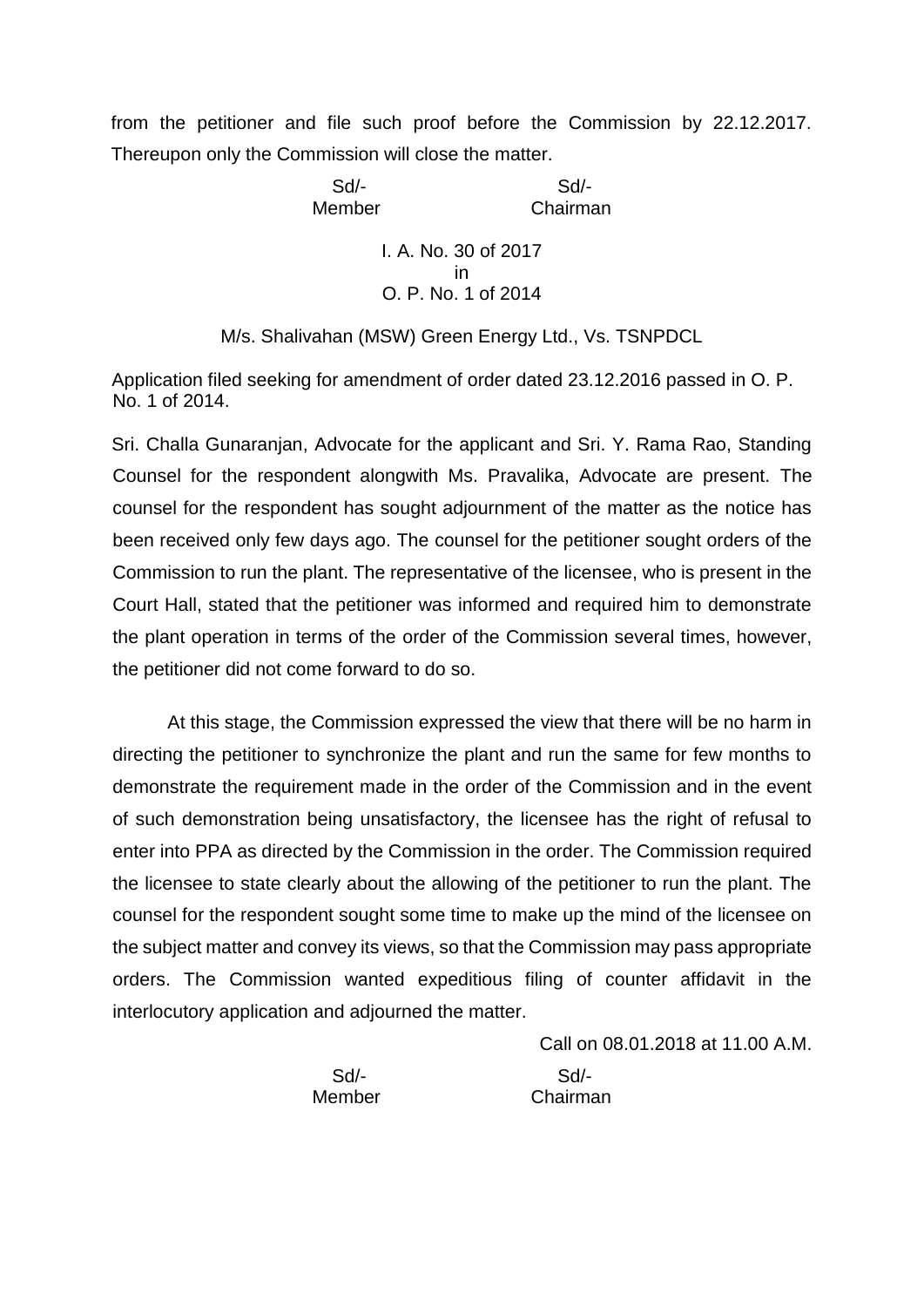from the petitioner and file such proof before the Commission by 22.12.2017. Thereupon only the Commission will close the matter.

Sd/- Sd/-
Member Chairman

I. A. No. 30 of 2017
in
O. P. No. 1 of 2014

M/s. Shalivahan (MSW) Green Energy Ltd., Vs. TSNPDCL

Application filed seeking for amendment of order dated 23.12.2016 passed in O. P. No. 1 of 2014.

Sri. Challa Gunaranjan, Advocate for the applicant and Sri. Y. Rama Rao, Standing Counsel for the respondent alongwith Ms. Pravalika, Advocate are present. The counsel for the respondent has sought adjournment of the matter as the notice has been received only few days ago. The counsel for the petitioner sought orders of the Commission to run the plant. The representative of the licensee, who is present in the Court Hall, stated that the petitioner was informed and required him to demonstrate the plant operation in terms of the order of the Commission several times, however, the petitioner did not come forward to do so.

At this stage, the Commission expressed the view that there will be no harm in directing the petitioner to synchronize the plant and run the same for few months to demonstrate the requirement made in the order of the Commission and in the event of such demonstration being unsatisfactory, the licensee has the right of refusal to enter into PPA as directed by the Commission in the order. The Commission required the licensee to state clearly about the allowing of the petitioner to run the plant. The counsel for the respondent sought some time to make up the mind of the licensee on the subject matter and convey its views, so that the Commission may pass appropriate orders. The Commission wanted expeditious filing of counter affidavit in the interlocutory application and adjourned the matter.

Call on 08.01.2018 at 11.00 A.M.

Sd/- Sd/-
Member Chairman